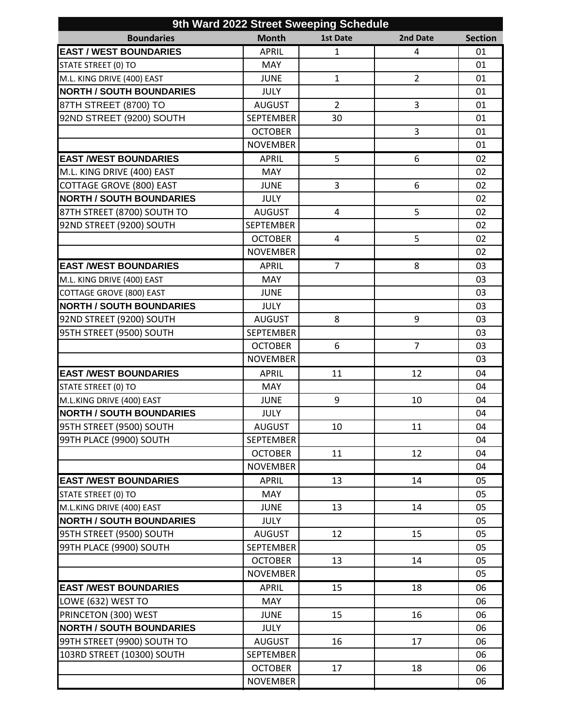# 9th Ward 2022 Street Sweeping Schedule

| Boundaries | Month | 1st Date | 2nd Date | Section |
|---|---|---|---|---|
| **EAST / WEST BOUNDARIES** | APRIL | 1 | 4 | 01 |
| STATE STREET (0) TO | MAY | | | 01 |
| M.L. KING DRIVE (400) EAST | JUNE | 1 | 2 | 01 |
| **NORTH / SOUTH BOUNDARIES** | JULY | | | 01 |
| 87TH STREET (8700) TO | AUGUST | 2 | 3 | 01 |
| 92ND STREET (9200) SOUTH | SEPTEMBER | 30 | | 01 |
| | OCTOBER | | 3 | 01 |
| | NOVEMBER | | | 01 |
| **EAST /WEST BOUNDARIES** | APRIL | 5 | 6 | 02 |
| M.L. KING DRIVE (400) EAST | MAY | | | 02 |
| COTTAGE GROVE (800) EAST | JUNE | 3 | 6 | 02 |
| **NORTH / SOUTH BOUNDARIES** | JULY | | | 02 |
| 87TH STREET (8700) SOUTH TO | AUGUST | 4 | 5 | 02 |
| 92ND STREET (9200) SOUTH | SEPTEMBER | | | 02 |
| | OCTOBER | 4 | 5 | 02 |
| | NOVEMBER | | | 02 |
| **EAST /WEST BOUNDARIES** | APRIL | 7 | 8 | 03 |
| M.L. KING DRIVE (400) EAST | MAY | | | 03 |
| COTTAGE GROVE (800) EAST | JUNE | | | 03 |
| **NORTH / SOUTH BOUNDARIES** | JULY | | | 03 |
| 92ND STREET (9200) SOUTH | AUGUST | 8 | 9 | 03 |
| 95TH STREET (9500) SOUTH | SEPTEMBER | | | 03 |
| | OCTOBER | 6 | 7 | 03 |
| | NOVEMBER | | | 03 |
| **EAST /WEST BOUNDARIES** | APRIL | 11 | 12 | 04 |
| STATE STREET (0) TO | MAY | | | 04 |
| M.L.KING DRIVE (400) EAST | JUNE | 9 | 10 | 04 |
| **NORTH / SOUTH BOUNDARIES** | JULY | | | 04 |
| 95TH STREET (9500) SOUTH | AUGUST | 10 | 11 | 04 |
| 99TH PLACE (9900) SOUTH | SEPTEMBER | | | 04 |
| | OCTOBER | 11 | 12 | 04 |
| | NOVEMBER | | | 04 |
| **EAST /WEST BOUNDARIES** | APRIL | 13 | 14 | 05 |
| STATE STREET (0) TO | MAY | | | 05 |
| M.L.KING DRIVE (400) EAST | JUNE | 13 | 14 | 05 |
| **NORTH / SOUTH BOUNDARIES** | JULY | | | 05 |
| 95TH STREET (9500) SOUTH | AUGUST | 12 | 15 | 05 |
| 99TH PLACE (9900) SOUTH | SEPTEMBER | | | 05 |
| | OCTOBER | 13 | 14 | 05 |
| | NOVEMBER | | | 05 |
| **EAST /WEST BOUNDARIES** | APRIL | 15 | 18 | 06 |
| LOWE (632) WEST TO | MAY | | | 06 |
| PRINCETON (300) WEST | JUNE | 15 | 16 | 06 |
| **NORTH / SOUTH BOUNDARIES** | JULY | | | 06 |
| 99TH STREET (9900) SOUTH TO | AUGUST | 16 | 17 | 06 |
| 103RD STREET (10300) SOUTH | SEPTEMBER | | | 06 |
| | OCTOBER | 17 | 18 | 06 |
| | NOVEMBER | | | 06 |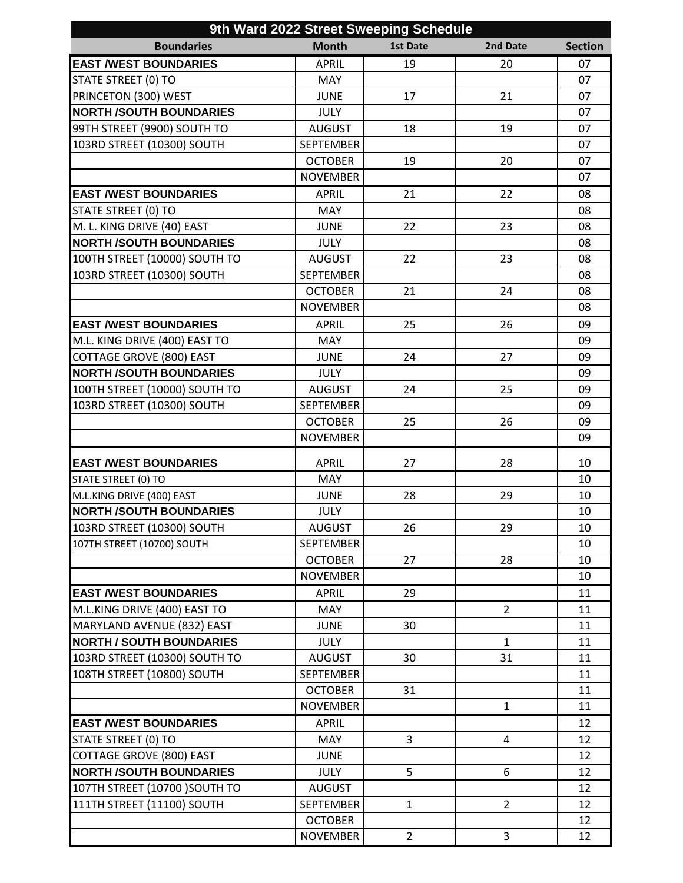| 9th Ward 2022 Street Sweeping Schedule | | | | |
|---|---|---|---|---|
| **Boundaries** | **Month** | **1st Date** | **2nd Date** | **Section** |
| **EAST /WEST BOUNDARIES** | APRIL | 19 | 20 | 07 |
| STATE STREET (0) TO | MAY | | | 07 |
| PRINCETON (300) WEST | JUNE | 17 | 21 | 07 |
| **NORTH /SOUTH BOUNDARIES** | JULY | | | 07 |
| 99TH STREET (9900) SOUTH TO | AUGUST | 18 | 19 | 07 |
| 103RD STREET (10300) SOUTH | SEPTEMBER | | | 07 |
| | OCTOBER | 19 | 20 | 07 |
| | NOVEMBER | | | 07 |
| **EAST /WEST BOUNDARIES** | APRIL | 21 | 22 | 08 |
| STATE STREET (0) TO | MAY | | | 08 |
| M. L. KING DRIVE (40) EAST | JUNE | 22 | 23 | 08 |
| **NORTH /SOUTH BOUNDARIES** | JULY | | | 08 |
| 100TH STREET (10000) SOUTH TO | AUGUST | 22 | 23 | 08 |
| 103RD STREET (10300) SOUTH | SEPTEMBER | | | 08 |
| | OCTOBER | 21 | 24 | 08 |
| | NOVEMBER | | | 08 |
| **EAST /WEST BOUNDARIES** | APRIL | 25 | 26 | 09 |
| M.L. KING DRIVE (400) EAST TO | MAY | | | 09 |
| COTTAGE GROVE (800) EAST | JUNE | 24 | 27 | 09 |
| **NORTH /SOUTH BOUNDARIES** | JULY | | | 09 |
| 100TH STREET (10000) SOUTH TO | AUGUST | 24 | 25 | 09 |
| 103RD STREET (10300) SOUTH | SEPTEMBER | | | 09 |
| | OCTOBER | 25 | 26 | 09 |
| | NOVEMBER | | | 09 |
| **EAST /WEST BOUNDARIES** | APRIL | 27 | 28 | 10 |
| STATE STREET (0) TO | MAY | | | 10 |
| M.L.KING DRIVE (400) EAST | JUNE | 28 | 29 | 10 |
| **NORTH /SOUTH BOUNDARIES** | JULY | | | 10 |
| 103RD STREET (10300) SOUTH | AUGUST | 26 | 29 | 10 |
| 107TH STREET (10700) SOUTH | SEPTEMBER | | | 10 |
| | OCTOBER | 27 | 28 | 10 |
| | NOVEMBER | | | 10 |
| **EAST /WEST BOUNDARIES** | APRIL | 29 | | 11 |
| M.L.KING DRIVE (400) EAST TO | MAY | | 2 | 11 |
| MARYLAND AVENUE (832) EAST | JUNE | 30 | | 11 |
| **NORTH / SOUTH BOUNDARIES** | JULY | | 1 | 11 |
| 103RD STREET (10300) SOUTH TO | AUGUST | 30 | 31 | 11 |
| 108TH STREET (10800) SOUTH | SEPTEMBER | | | 11 |
| | OCTOBER | 31 | | 11 |
| | NOVEMBER | | 1 | 11 |
| **EAST /WEST BOUNDARIES** | APRIL | | | 12 |
| STATE STREET (0) TO | MAY | 3 | 4 | 12 |
| COTTAGE GROVE (800) EAST | JUNE | | | 12 |
| **NORTH /SOUTH BOUNDARIES** | JULY | 5 | 6 | 12 |
| 107TH STREET (10700 )SOUTH TO | AUGUST | | | 12 |
| 111TH STREET (11100) SOUTH | SEPTEMBER | 1 | 2 | 12 |
| | OCTOBER | | | 12 |
| | NOVEMBER | 2 | 3 | 12 |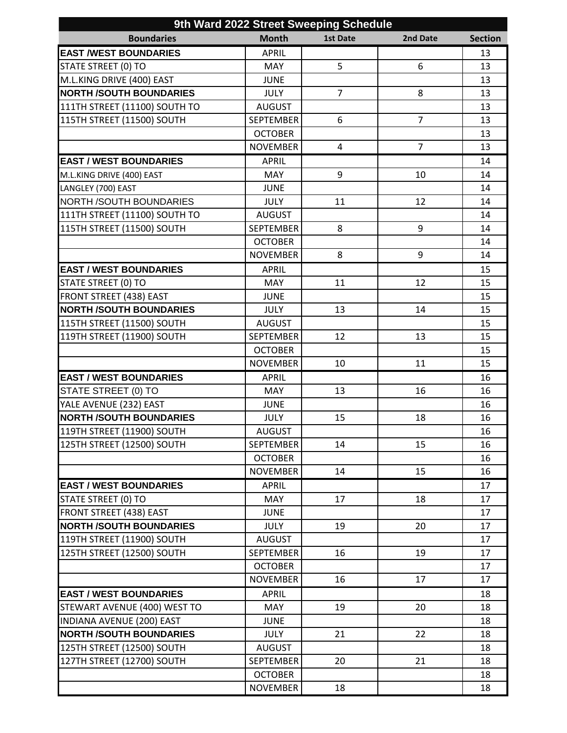| 9th Ward 2022 Street Sweeping Schedule | | | | |
|---|---|---|---|---|
| **Boundaries** | **Month** | **1st Date** | **2nd Date** | **Section** |
| **EAST /WEST BOUNDARIES** | APRIL | | | 13 |
| STATE STREET (0) TO | MAY | 5 | 6 | 13 |
| M.L.KING DRIVE (400) EAST | JUNE | | | 13 |
| **NORTH /SOUTH BOUNDARIES** | JULY | 7 | 8 | 13 |
| 111TH STREET (11100) SOUTH TO | AUGUST | | | 13 |
| 115TH STREET (11500) SOUTH | SEPTEMBER | 6 | 7 | 13 |
| | OCTOBER | | | 13 |
| | NOVEMBER | 4 | 7 | 13 |
| **EAST / WEST BOUNDARIES** | APRIL | | | 14 |
| M.L.KING DRIVE (400) EAST | MAY | 9 | 10 | 14 |
| LANGLEY (700) EAST | JUNE | | | 14 |
| NORTH /SOUTH BOUNDARIES | JULY | 11 | 12 | 14 |
| 111TH STREET (11100) SOUTH TO | AUGUST | | | 14 |
| 115TH STREET (11500) SOUTH | SEPTEMBER | 8 | 9 | 14 |
| | OCTOBER | | | 14 |
| | NOVEMBER | 8 | 9 | 14 |
| **EAST / WEST BOUNDARIES** | APRIL | | | 15 |
| STATE STREET (0) TO | MAY | 11 | 12 | 15 |
| FRONT STREET (438) EAST | JUNE | | | 15 |
| **NORTH /SOUTH BOUNDARIES** | JULY | 13 | 14 | 15 |
| 115TH STREET (11500) SOUTH | AUGUST | | | 15 |
| 119TH STREET (11900) SOUTH | SEPTEMBER | 12 | 13 | 15 |
| | OCTOBER | | | 15 |
| | NOVEMBER | 10 | 11 | 15 |
| **EAST / WEST BOUNDARIES** | APRIL | | | 16 |
| STATE STREET (0) TO | MAY | 13 | 16 | 16 |
| YALE AVENUE (232) EAST | JUNE | | | 16 |
| **NORTH /SOUTH BOUNDARIES** | JULY | 15 | 18 | 16 |
| 119TH STREET (11900) SOUTH | AUGUST | | | 16 |
| 125TH STREET (12500) SOUTH | SEPTEMBER | 14 | 15 | 16 |
| | OCTOBER | | | 16 |
| | NOVEMBER | 14 | 15 | 16 |
| **EAST / WEST BOUNDARIES** | APRIL | | | 17 |
| STATE STREET (0) TO | MAY | 17 | 18 | 17 |
| FRONT STREET (438) EAST | JUNE | | | 17 |
| **NORTH /SOUTH BOUNDARIES** | JULY | 19 | 20 | 17 |
| 119TH STREET (11900) SOUTH | AUGUST | | | 17 |
| 125TH STREET (12500) SOUTH | SEPTEMBER | 16 | 19 | 17 |
| | OCTOBER | | | 17 |
| | NOVEMBER | 16 | 17 | 17 |
| **EAST / WEST BOUNDARIES** | APRIL | | | 18 |
| STEWART AVENUE (400) WEST TO | MAY | 19 | 20 | 18 |
| INDIANA AVENUE (200) EAST | JUNE | | | 18 |
| **NORTH /SOUTH BOUNDARIES** | JULY | 21 | 22 | 18 |
| 125TH STREET (12500) SOUTH | AUGUST | | | 18 |
| 127TH STREET (12700) SOUTH | SEPTEMBER | 20 | 21 | 18 |
| | OCTOBER | | | 18 |
| | NOVEMBER | 18 | | 18 |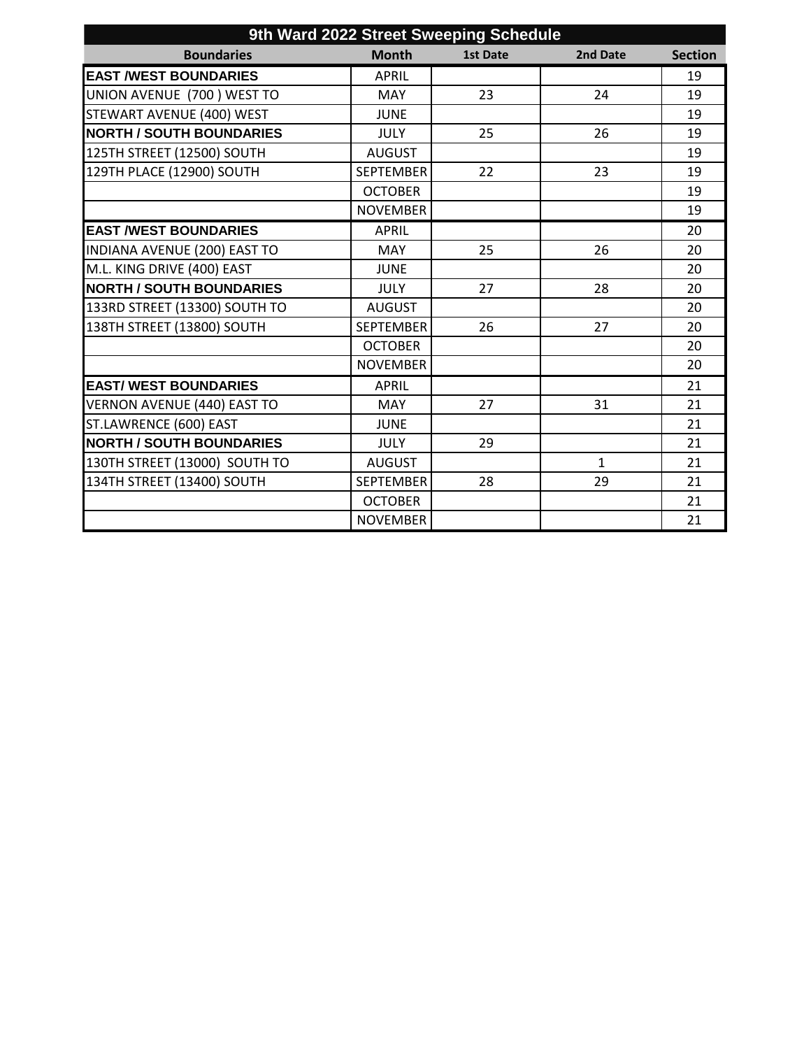# 9th Ward 2022 Street Sweeping Schedule

| Boundaries | Month | 1st Date | 2nd Date | Section |
|---|---|---|---|---|
| **EAST /WEST BOUNDARIES** | APRIL | | | 19 |
| UNION AVENUE (700 ) WEST TO | MAY | 23 | 24 | 19 |
| STEWART AVENUE (400) WEST | JUNE | | | 19 |
| **NORTH / SOUTH BOUNDARIES** | JULY | 25 | 26 | 19 |
| 125TH STREET (12500) SOUTH | AUGUST | | | 19 |
| 129TH PLACE (12900) SOUTH | SEPTEMBER | 22 | 23 | 19 |
| | OCTOBER | | | 19 |
| | NOVEMBER | | | 19 |
| **EAST /WEST BOUNDARIES** | APRIL | | | 20 |
| INDIANA AVENUE (200) EAST TO | MAY | 25 | 26 | 20 |
| M.L. KING DRIVE (400) EAST | JUNE | | | 20 |
| **NORTH / SOUTH BOUNDARIES** | JULY | 27 | 28 | 20 |
| 133RD STREET (13300) SOUTH TO | AUGUST | | | 20 |
| 138TH STREET (13800) SOUTH | SEPTEMBER | 26 | 27 | 20 |
| | OCTOBER | | | 20 |
| | NOVEMBER | | | 20 |
| **EAST/ WEST BOUNDARIES** | APRIL | | | 21 |
| VERNON AVENUE (440) EAST TO | MAY | 27 | 31 | 21 |
| ST.LAWRENCE (600) EAST | JUNE | | | 21 |
| **NORTH / SOUTH BOUNDARIES** | JULY | 29 | | 21 |
| 130TH STREET (13000) SOUTH TO | AUGUST | | 1 | 21 |
| 134TH STREET (13400) SOUTH | SEPTEMBER | 28 | 29 | 21 |
| | OCTOBER | | | 21 |
| | NOVEMBER | | | 21 |